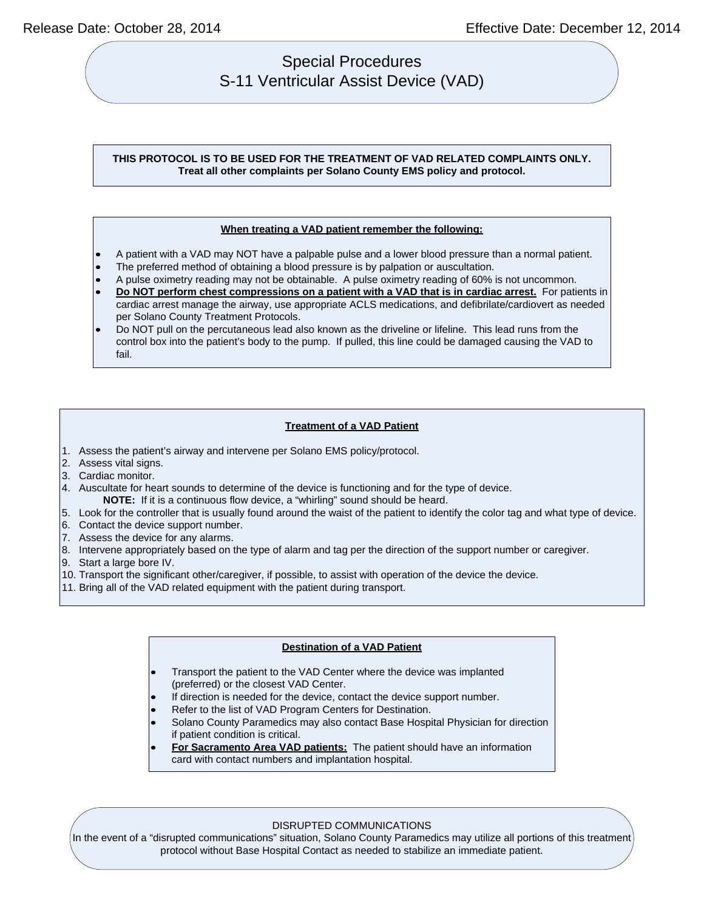Release Date: October 28, 2014 Effective Date: December 12, 2014

# Special Procedures
# S-11 Ventricular Assist Device (VAD)

**THIS PROTOCOL IS TO BE USED FOR THE TREATMENT OF VAD RELATED COMPLAINTS ONLY. Treat all other complaints per Solano County EMS policy and protocol.**

**When treating a VAD patient remember the following:**

- A patient with a VAD may NOT have a palpable pulse and a lower blood pressure than a normal patient.
- The preferred method of obtaining a blood pressure is by palpation or auscultation.
- A pulse oximetry reading may not be obtainable. A pulse oximetry reading of 60% is not uncommon.
- **Do NOT perform chest compressions on a patient with a VAD that is in cardiac arrest.** For patients in cardiac arrest manage the airway, use appropriate ACLS medications, and defibrilate/cardiovert as needed per Solano County Treatment Protocols.
- Do NOT pull on the percutaneous lead also known as the driveline or lifeline. This lead runs from the control box into the patient's body to the pump. If pulled, this line could be damaged causing the VAD to fail.

**Treatment of a VAD Patient**

1. Assess the patient's airway and intervene per Solano EMS policy/protocol.
2. Assess vital signs.
3. Cardiac monitor.
4. Auscultate for heart sounds to determine of the device is functioning and for the type of device.
   **NOTE:** If it is a continuous flow device, a "whirling" sound should be heard.
5. Look for the controller that is usually found around the waist of the patient to identify the color tag and what type of device.
6. Contact the device support number.
7. Assess the device for any alarms.
8. Intervene appropriately based on the type of alarm and tag per the direction of the support number or caregiver.
9. Start a large bore IV.
10. Transport the significant other/caregiver, if possible, to assist with operation of the device the device.
11. Bring all of the VAD related equipment with the patient during transport.

**Destination of a VAD Patient**

- Transport the patient to the VAD Center where the device was implanted (preferred) or the closest VAD Center.
- If direction is needed for the device, contact the device support number.
- Refer to the list of VAD Program Centers for Destination.
- Solano County Paramedics may also contact Base Hospital Physician for direction if patient condition is critical.
- **For Sacramento Area VAD patients:** The patient should have an information card with contact numbers and implantation hospital.

DISRUPTED COMMUNICATIONS
In the event of a "disrupted communications" situation, Solano County Paramedics may utilize all portions of this treatment protocol without Base Hospital Contact as needed to stabilize an immediate patient.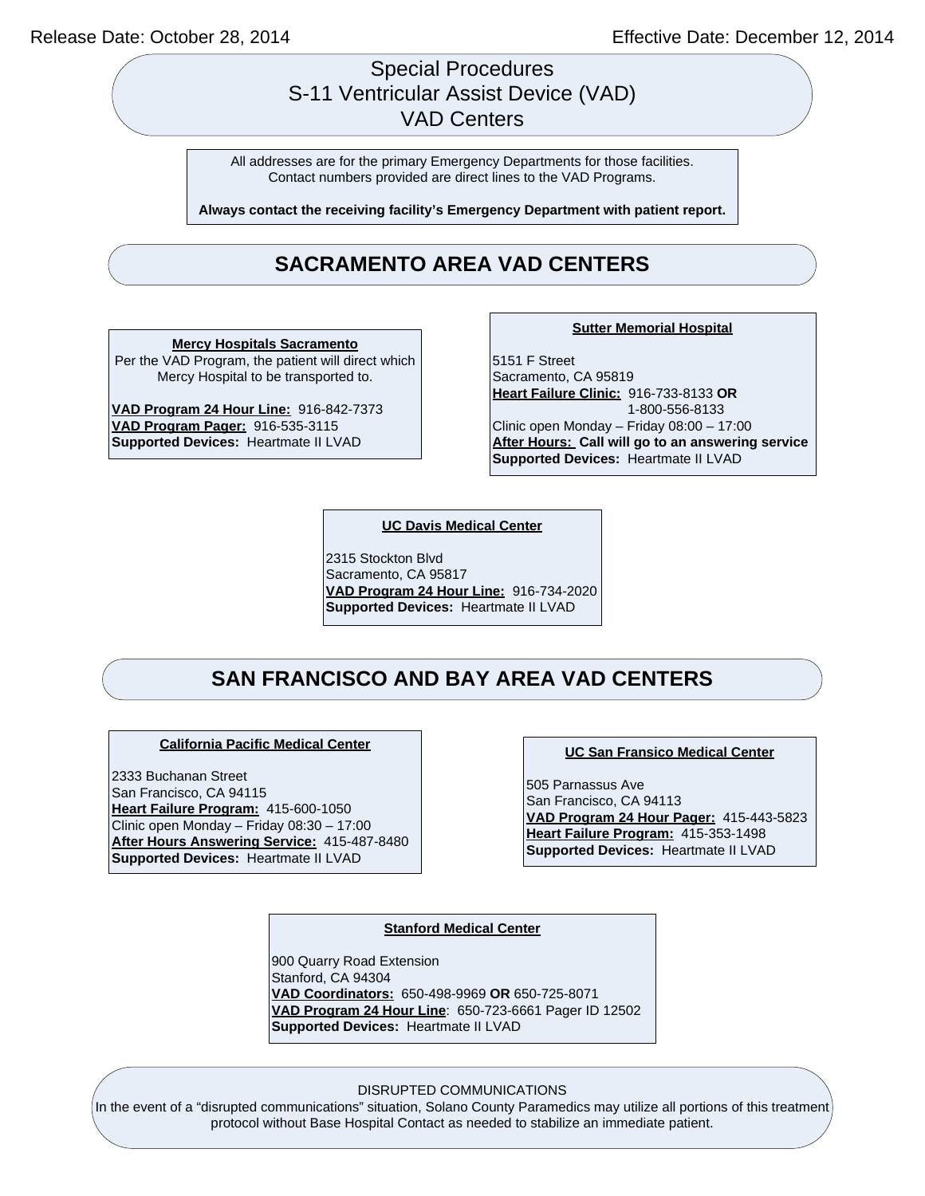# Special Procedures
# S-11 Ventricular Assist Device (VAD)
# VAD Centers

All addresses are for the primary Emergency Departments for those facilities.
Contact numbers provided are direct lines to the VAD Programs.

**Always contact the receiving facility's Emergency Department with patient report.**

## SACRAMENTO AREA VAD CENTERS

**Mercy Hospitals Sacramento**

Per the VAD Program, the patient will direct which Mercy Hospital to be transported to.

**VAD Program 24 Hour Line:** 916-842-7373
**VAD Program Pager:** 916-535-3115
**Supported Devices:** Heartmate II LVAD

**Sutter Memorial Hospital**

5151 F Street
Sacramento, CA 95819
**Heart Failure Clinic:** 916-733-8133 **OR** 1-800-556-8133
Clinic open Monday – Friday 08:00 – 17:00
**After Hours: Call will go to an answering service**
**Supported Devices:** Heartmate II LVAD

**UC Davis Medical Center**

2315 Stockton Blvd
Sacramento, CA 95817
**VAD Program 24 Hour Line:** 916-734-2020
**Supported Devices:** Heartmate II LVAD

## SAN FRANCISCO AND BAY AREA VAD CENTERS

**California Pacific Medical Center**

2333 Buchanan Street
San Francisco, CA 94115
**Heart Failure Program:** 415-600-1050
Clinic open Monday – Friday 08:30 – 17:00
**After Hours Answering Service:** 415-487-8480
**Supported Devices:** Heartmate II LVAD

**UC San Fransico Medical Center**

505 Parnassus Ave
San Francisco, CA 94113
**VAD Program 24 Hour Pager:** 415-443-5823
**Heart Failure Program:** 415-353-1498
**Supported Devices:** Heartmate II LVAD

**Stanford Medical Center**

900 Quarry Road Extension
Stanford, CA 94304
**VAD Coordinators:** 650-498-9969 **OR** 650-725-8071
**VAD Program 24 Hour Line**: 650-723-6661 Pager ID 12502
**Supported Devices:** Heartmate II LVAD

DISRUPTED COMMUNICATIONS

In the event of a "disrupted communications" situation, Solano County Paramedics may utilize all portions of this treatment protocol without Base Hospital Contact as needed to stabilize an immediate patient.